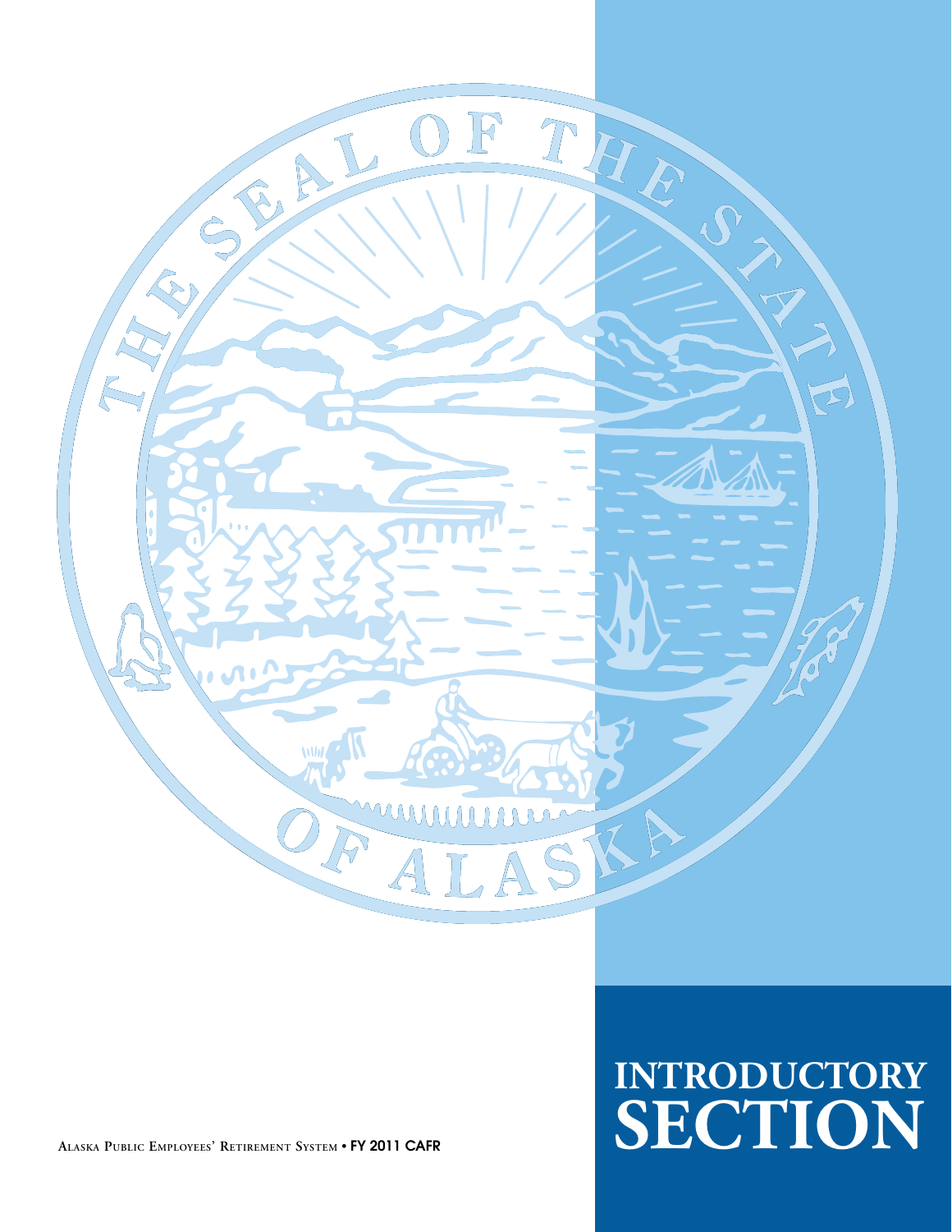# INTRODUCTORY SECTION

Alaska Public Employees' Retirement System • FY 2011 CAFR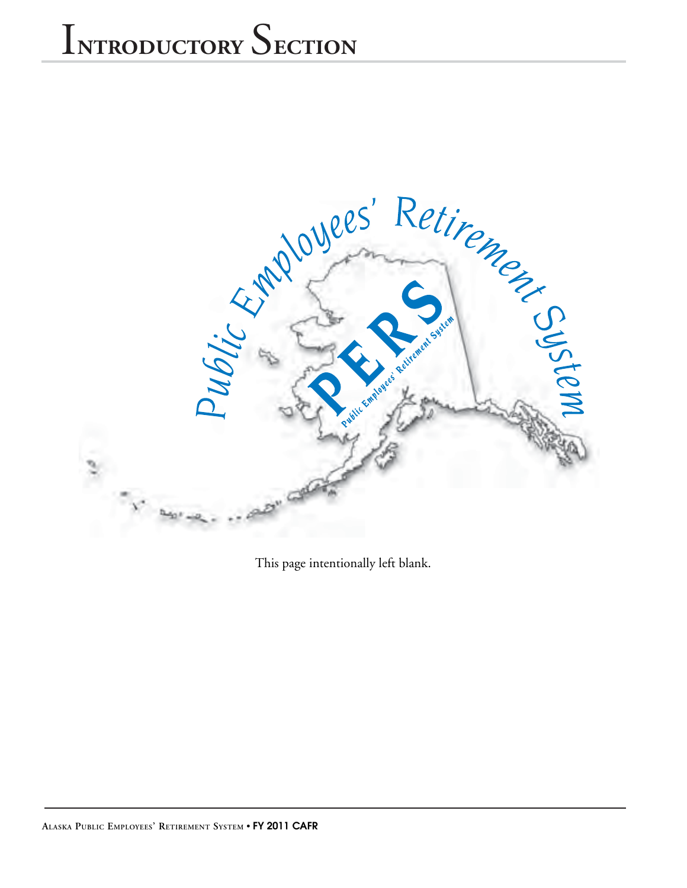# Introductory Section

This page intentionally left blank.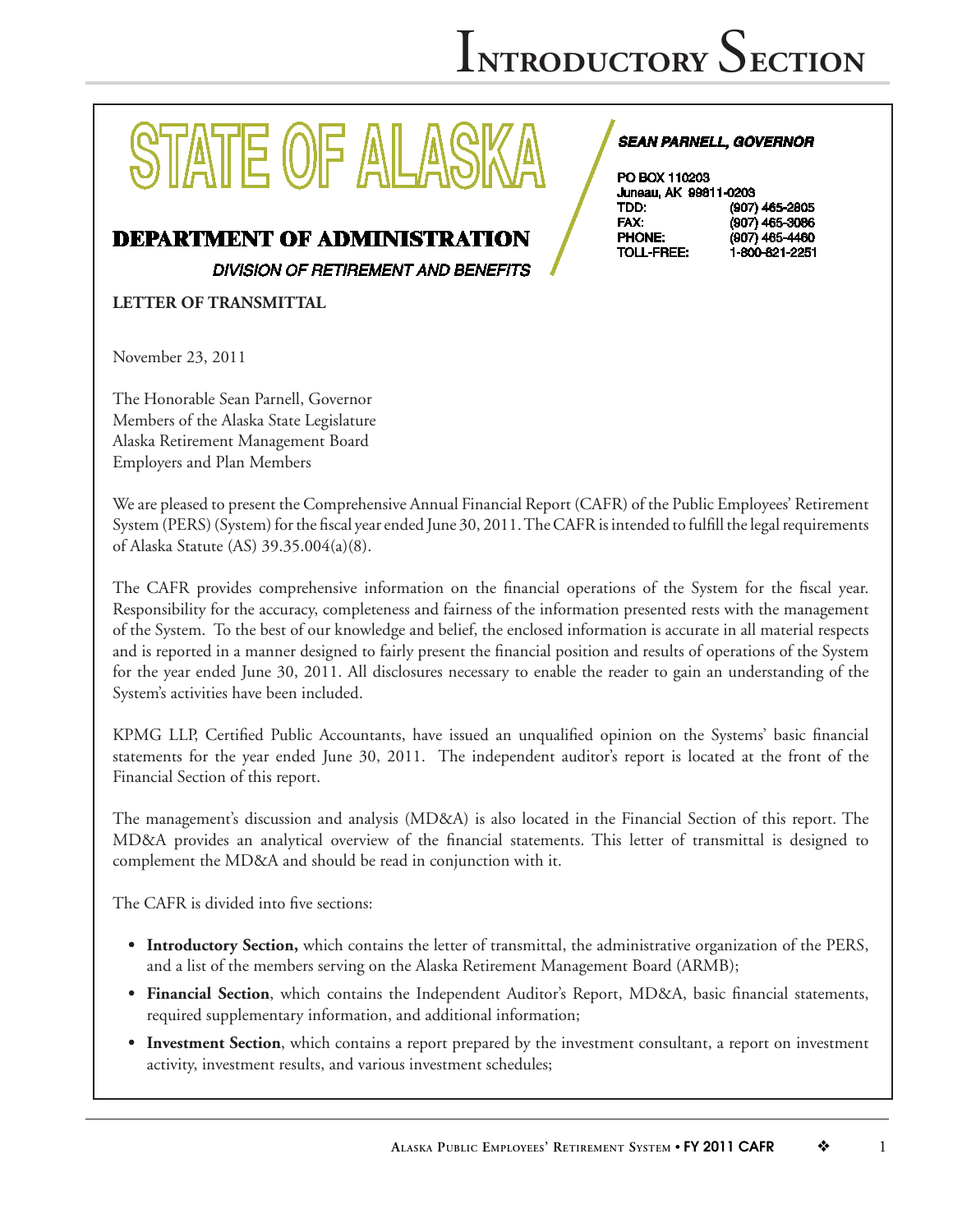# STATE OF ALASKA

## DEPARTMENT OF ADMINISTRATION

*DIVISION OF RETIREMENT AND BENEFITS*

***SEAN PARNELL, GOVERNOR***

PO BOX 110203
Juneau, AK 99811-0203

| | |
|---|---|
| TDD: | (907) 465-2805 |
| FAX: | (907) 465-3086 |
| PHONE: | (907) 465-4460 |
| TOLL-FREE: | 1-800-821-2251 |

**LETTER OF TRANSMITTAL**

November 23, 2011

The Honorable Sean Parnell, Governor
Members of the Alaska State Legislature
Alaska Retirement Management Board
Employers and Plan Members

We are pleased to present the Comprehensive Annual Financial Report (CAFR) of the Public Employees' Retirement System (PERS) (System) for the fiscal year ended June 30, 2011. The CAFR is intended to fulfill the legal requirements of Alaska Statute (AS) 39.35.004(a)(8).

The CAFR provides comprehensive information on the financial operations of the System for the fiscal year. Responsibility for the accuracy, completeness and fairness of the information presented rests with the management of the System. To the best of our knowledge and belief, the enclosed information is accurate in all material respects and is reported in a manner designed to fairly present the financial position and results of operations of the System for the year ended June 30, 2011. All disclosures necessary to enable the reader to gain an understanding of the System's activities have been included.

KPMG LLP, Certified Public Accountants, have issued an unqualified opinion on the Systems' basic financial statements for the year ended June 30, 2011. The independent auditor's report is located at the front of the Financial Section of this report.

The management's discussion and analysis (MD&A) is also located in the Financial Section of this report. The MD&A provides an analytical overview of the financial statements. This letter of transmittal is designed to complement the MD&A and should be read in conjunction with it.

The CAFR is divided into five sections:

- **Introductory Section,** which contains the letter of transmittal, the administrative organization of the PERS, and a list of the members serving on the Alaska Retirement Management Board (ARMB);
- **Financial Section**, which contains the Independent Auditor's Report, MD&A, basic financial statements, required supplementary information, and additional information;
- **Investment Section**, which contains a report prepared by the investment consultant, a report on investment activity, investment results, and various investment schedules;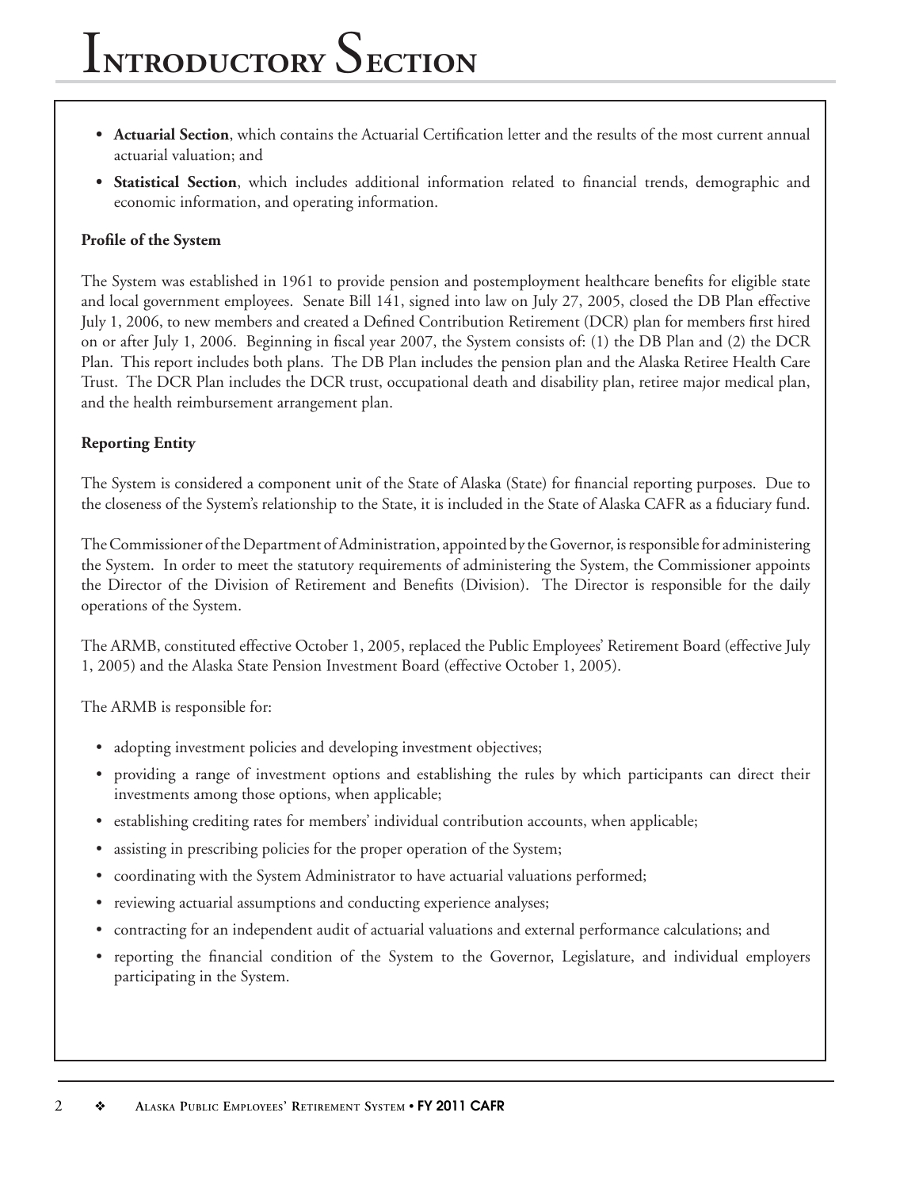- **Actuarial Section**, which contains the Actuarial Certification letter and the results of the most current annual actuarial valuation; and
- **Statistical Section**, which includes additional information related to financial trends, demographic and economic information, and operating information.

**Profile of the System**

The System was established in 1961 to provide pension and postemployment healthcare benefits for eligible state and local government employees. Senate Bill 141, signed into law on July 27, 2005, closed the DB Plan effective July 1, 2006, to new members and created a Defined Contribution Retirement (DCR) plan for members first hired on or after July 1, 2006. Beginning in fiscal year 2007, the System consists of: (1) the DB Plan and (2) the DCR Plan. This report includes both plans. The DB Plan includes the pension plan and the Alaska Retiree Health Care Trust. The DCR Plan includes the DCR trust, occupational death and disability plan, retiree major medical plan, and the health reimbursement arrangement plan.

**Reporting Entity**

The System is considered a component unit of the State of Alaska (State) for financial reporting purposes. Due to the closeness of the System's relationship to the State, it is included in the State of Alaska CAFR as a fiduciary fund.

The Commissioner of the Department of Administration, appointed by the Governor, is responsible for administering the System. In order to meet the statutory requirements of administering the System, the Commissioner appoints the Director of the Division of Retirement and Benefits (Division). The Director is responsible for the daily operations of the System.

The ARMB, constituted effective October 1, 2005, replaced the Public Employees' Retirement Board (effective July 1, 2005) and the Alaska State Pension Investment Board (effective October 1, 2005).

The ARMB is responsible for:

- adopting investment policies and developing investment objectives;
- providing a range of investment options and establishing the rules by which participants can direct their investments among those options, when applicable;
- establishing crediting rates for members' individual contribution accounts, when applicable;
- assisting in prescribing policies for the proper operation of the System;
- coordinating with the System Administrator to have actuarial valuations performed;
- reviewing actuarial assumptions and conducting experience analyses;
- contracting for an independent audit of actuarial valuations and external performance calculations; and
- reporting the financial condition of the System to the Governor, Legislature, and individual employers participating in the System.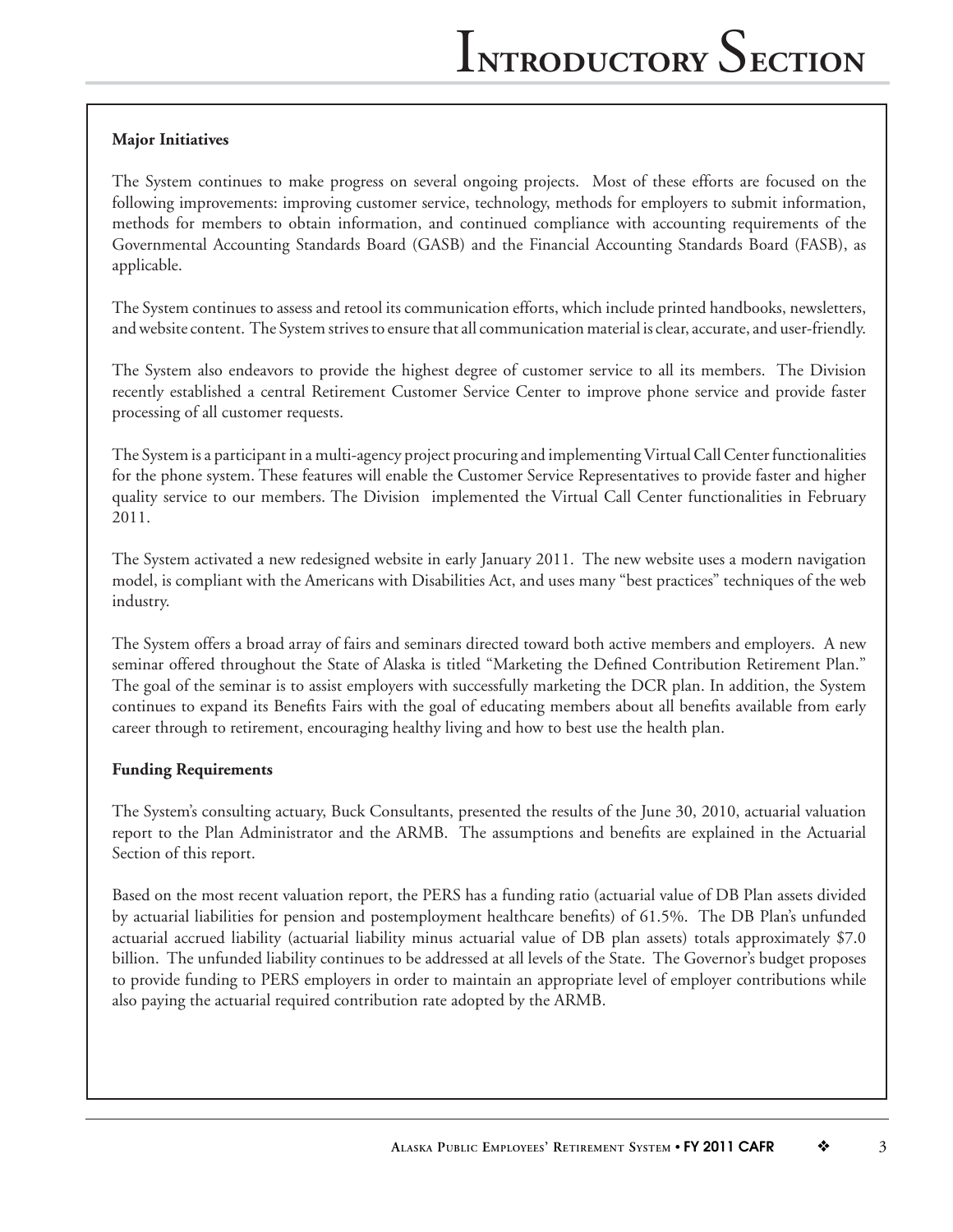**Major Initiatives**

The System continues to make progress on several ongoing projects. Most of these efforts are focused on the following improvements: improving customer service, technology, methods for employers to submit information, methods for members to obtain information, and continued compliance with accounting requirements of the Governmental Accounting Standards Board (GASB) and the Financial Accounting Standards Board (FASB), as applicable.

The System continues to assess and retool its communication efforts, which include printed handbooks, newsletters, and website content. The System strives to ensure that all communication material is clear, accurate, and user-friendly.

The System also endeavors to provide the highest degree of customer service to all its members. The Division recently established a central Retirement Customer Service Center to improve phone service and provide faster processing of all customer requests.

The System is a participant in a multi-agency project procuring and implementing Virtual Call Center functionalities for the phone system. These features will enable the Customer Service Representatives to provide faster and higher quality service to our members. The Division implemented the Virtual Call Center functionalities in February 2011.

The System activated a new redesigned website in early January 2011. The new website uses a modern navigation model, is compliant with the Americans with Disabilities Act, and uses many "best practices" techniques of the web industry.

The System offers a broad array of fairs and seminars directed toward both active members and employers. A new seminar offered throughout the State of Alaska is titled "Marketing the Defined Contribution Retirement Plan." The goal of the seminar is to assist employers with successfully marketing the DCR plan. In addition, the System continues to expand its Benefits Fairs with the goal of educating members about all benefits available from early career through to retirement, encouraging healthy living and how to best use the health plan.

**Funding Requirements**

The System's consulting actuary, Buck Consultants, presented the results of the June 30, 2010, actuarial valuation report to the Plan Administrator and the ARMB. The assumptions and benefits are explained in the Actuarial Section of this report.

Based on the most recent valuation report, the PERS has a funding ratio (actuarial value of DB Plan assets divided by actuarial liabilities for pension and postemployment healthcare benefits) of 61.5%. The DB Plan's unfunded actuarial accrued liability (actuarial liability minus actuarial value of DB plan assets) totals approximately $7.0 billion. The unfunded liability continues to be addressed at all levels of the State. The Governor's budget proposes to provide funding to PERS employers in order to maintain an appropriate level of employer contributions while also paying the actuarial required contribution rate adopted by the ARMB.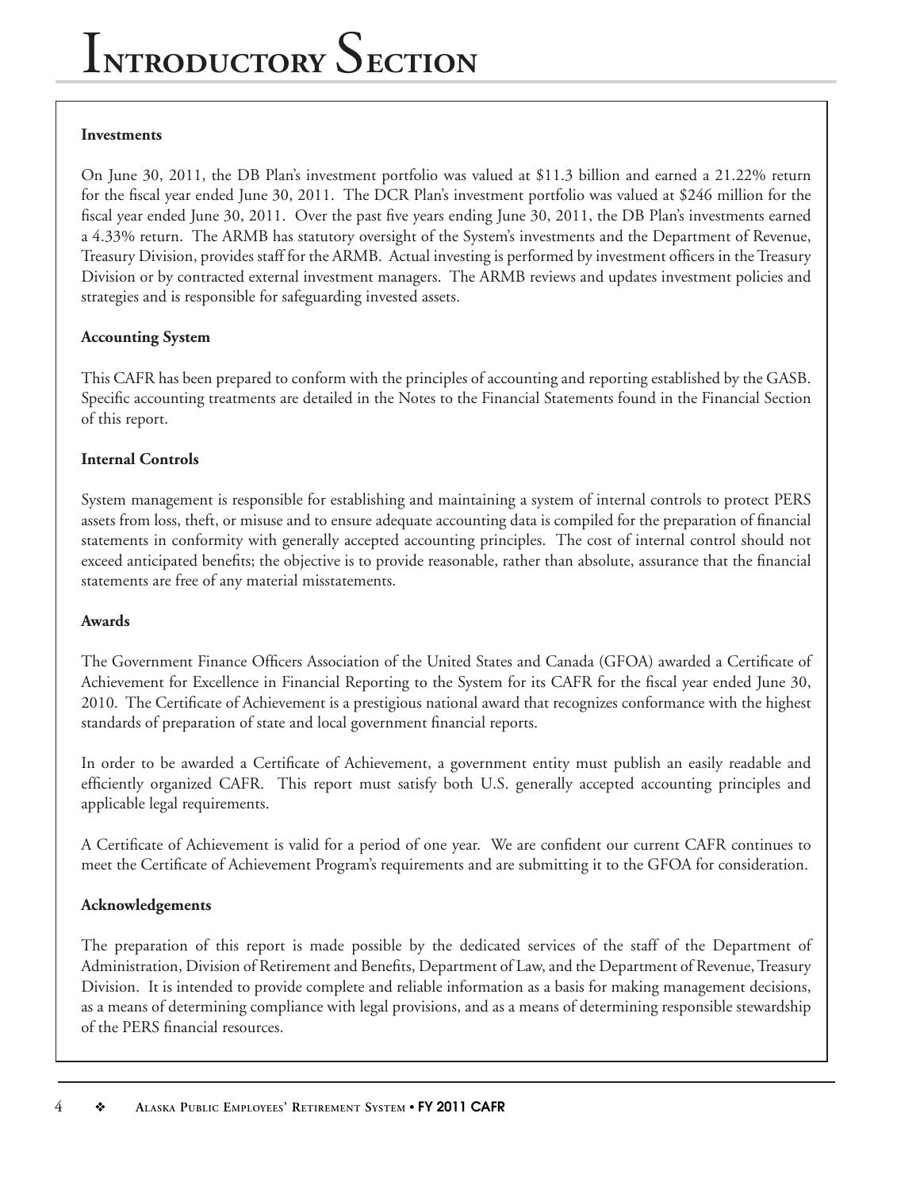#### Investments

On June 30, 2011, the DB Plan's investment portfolio was valued at $11.3 billion and earned a 21.22% return for the fiscal year ended June 30, 2011. The DCR Plan's investment portfolio was valued at $246 million for the fiscal year ended June 30, 2011. Over the past five years ending June 30, 2011, the DB Plan's investments earned a 4.33% return. The ARMB has statutory oversight of the System's investments and the Department of Revenue, Treasury Division, provides staff for the ARMB. Actual investing is performed by investment officers in the Treasury Division or by contracted external investment managers. The ARMB reviews and updates investment policies and strategies and is responsible for safeguarding invested assets.

#### Accounting System

This CAFR has been prepared to conform with the principles of accounting and reporting established by the GASB. Specific accounting treatments are detailed in the Notes to the Financial Statements found in the Financial Section of this report.

#### Internal Controls

System management is responsible for establishing and maintaining a system of internal controls to protect PERS assets from loss, theft, or misuse and to ensure adequate accounting data is compiled for the preparation of financial statements in conformity with generally accepted accounting principles. The cost of internal control should not exceed anticipated benefits; the objective is to provide reasonable, rather than absolute, assurance that the financial statements are free of any material misstatements.

#### Awards

The Government Finance Officers Association of the United States and Canada (GFOA) awarded a Certificate of Achievement for Excellence in Financial Reporting to the System for its CAFR for the fiscal year ended June 30, 2010. The Certificate of Achievement is a prestigious national award that recognizes conformance with the highest standards of preparation of state and local government financial reports.

In order to be awarded a Certificate of Achievement, a government entity must publish an easily readable and efficiently organized CAFR. This report must satisfy both U.S. generally accepted accounting principles and applicable legal requirements.

A Certificate of Achievement is valid for a period of one year. We are confident our current CAFR continues to meet the Certificate of Achievement Program's requirements and are submitting it to the GFOA for consideration.

#### Acknowledgements

The preparation of this report is made possible by the dedicated services of the staff of the Department of Administration, Division of Retirement and Benefits, Department of Law, and the Department of Revenue, Treasury Division. It is intended to provide complete and reliable information as a basis for making management decisions, as a means of determining compliance with legal provisions, and as a means of determining responsible stewardship of the PERS financial resources.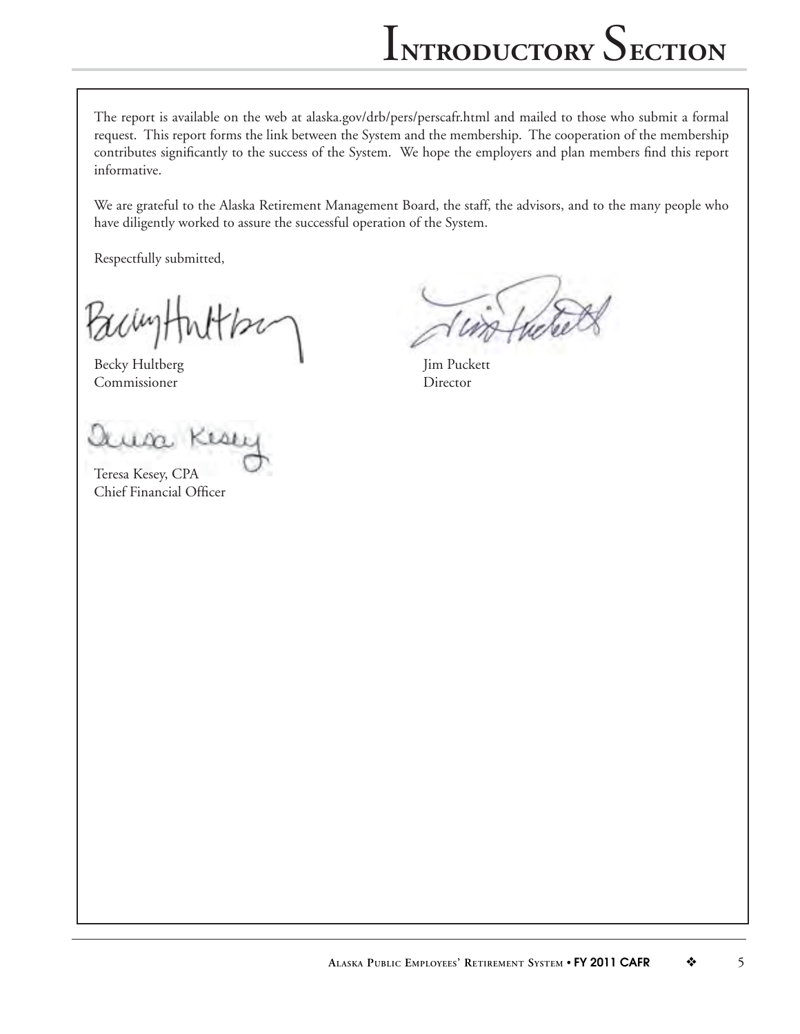The report is available on the web at alaska.gov/drb/pers/perscafr.html and mailed to those who submit a formal request. This report forms the link between the System and the membership. The cooperation of the membership contributes significantly to the success of the System. We hope the employers and plan members find this report informative.

We are grateful to the Alaska Retirement Management Board, the staff, the advisors, and to the many people who have diligently worked to assure the successful operation of the System.

Respectfully submitted,

Becky Hultberg
Commissioner

Jim Puckett
Director

Teresa Kesey, CPA
Chief Financial Officer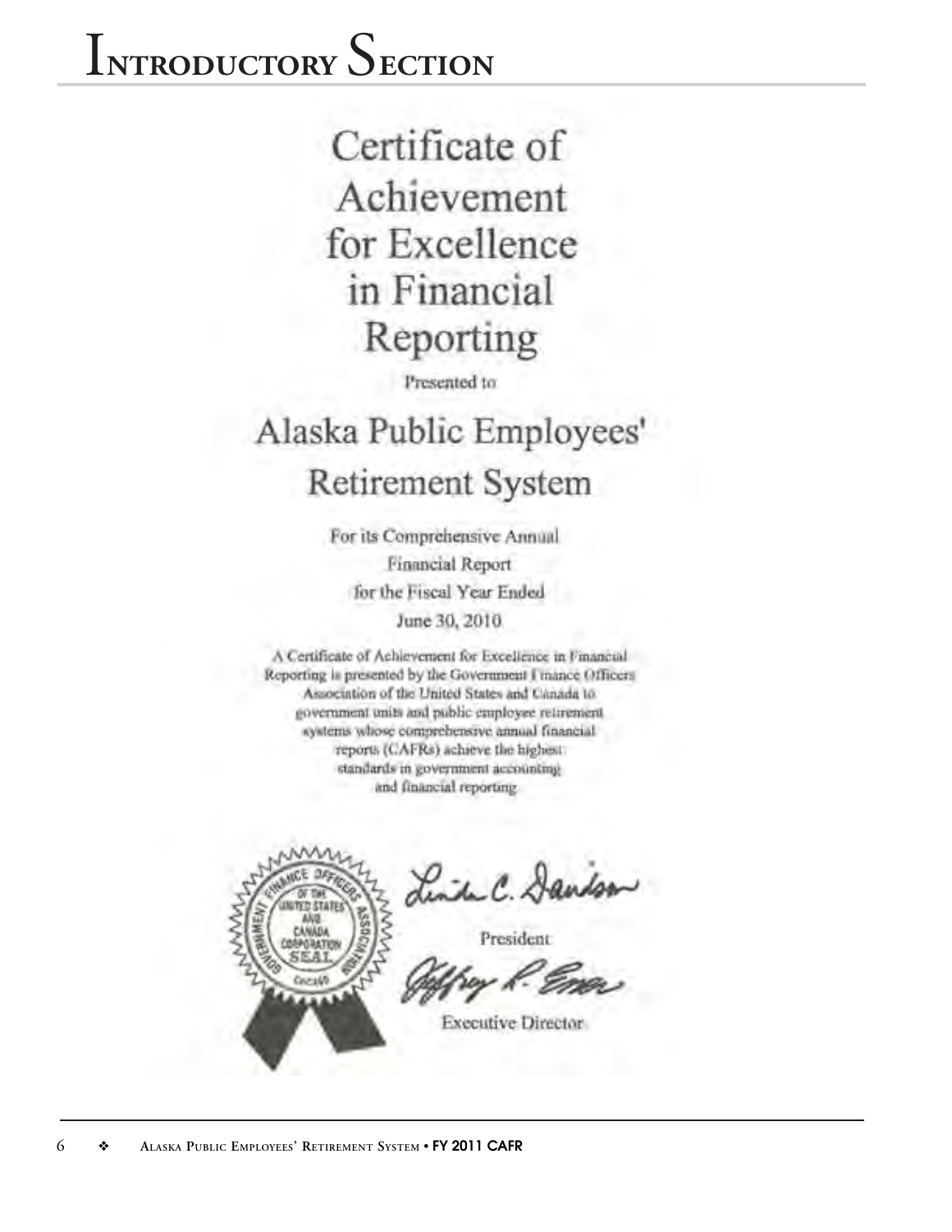# Introductory Section

## Certificate of Achievement for Excellence in Financial Reporting

Presented to

## Alaska Public Employees' Retirement System

For its Comprehensive Annual Financial Report for the Fiscal Year Ended June 30, 2010

A Certificate of Achievement for Excellence in Financial Reporting is presented by the Government Finance Officers Association of the United States and Canada to government units and public employee retirement systems whose comprehensive annual financial reports (CAFRs) achieve the highest standards in government accounting and financial reporting.

GOVERNMENT FINANCE OFFICERS ASSOCIATION OF THE UNITED STATES AND CANADA CORPORATION SEAL CHICAGO

Linda C. Davidson

President

Jeffrey R. Emer

Executive Director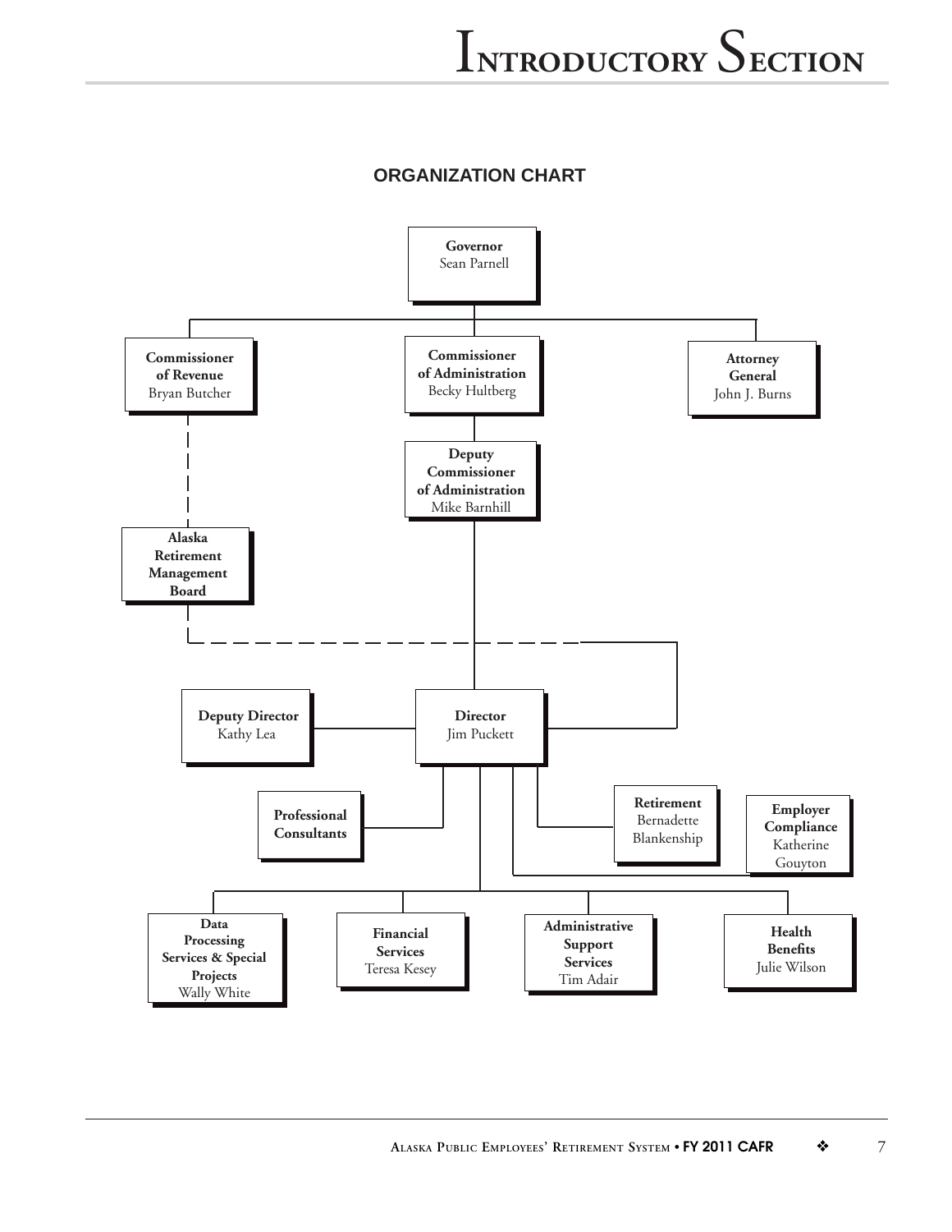## ORGANIZATION CHART

- **Governor** Sean Parnell
  - **Commissioner of Revenue** Bryan Butcher
    - **Alaska Retirement Management Board**
  - **Commissioner of Administration** Becky Hultberg
    - **Deputy Commissioner of Administration** Mike Barnhill
      - **Director** Jim Puckett
        - **Deputy Director** Kathy Lea
        - **Professional Consultants**
        - **Retirement** Bernadette Blankenship
        - **Employer Compliance** Katherine Gouyton
        - **Data Processing Services & Special Projects** Wally White
        - **Financial Services** Teresa Kesey
        - **Administrative Support Services** Tim Adair
        - **Health Benefits** Julie Wilson
  - **Attorney General** John J. Burns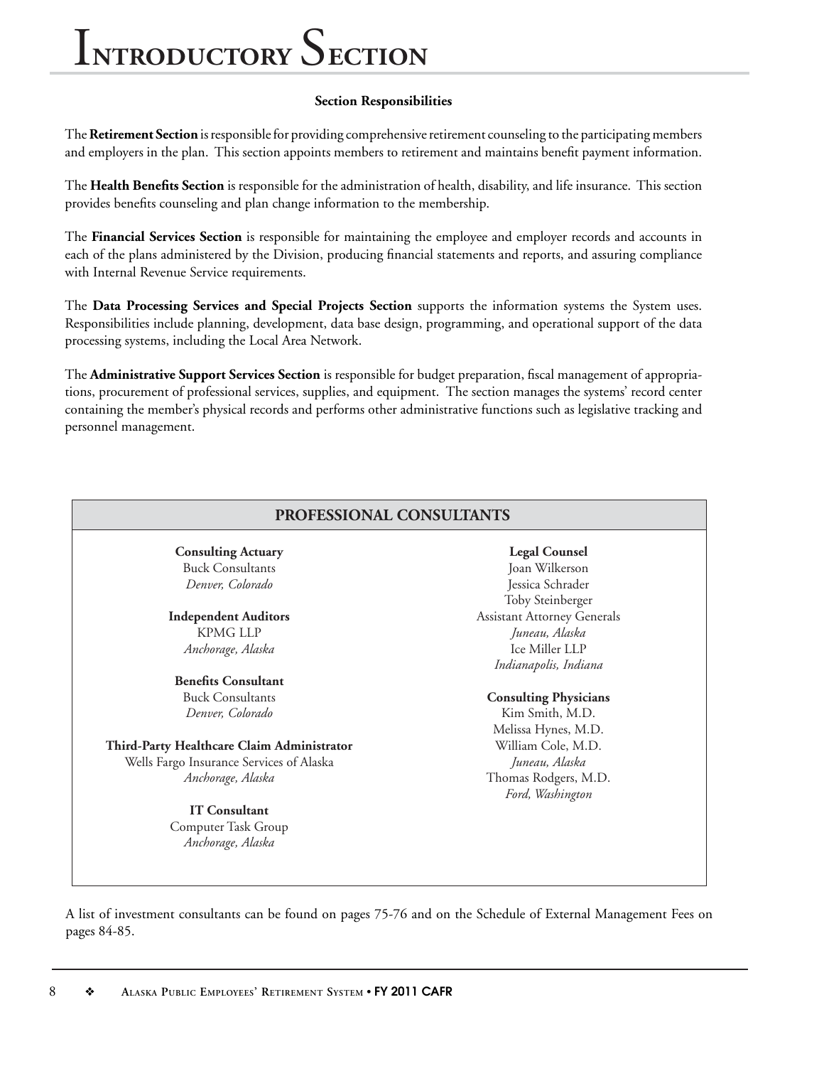#### Section Responsibilities

The **Retirement Section** is responsible for providing comprehensive retirement counseling to the participating members and employers in the plan. This section appoints members to retirement and maintains benefit payment information.

The **Health Benefits Section** is responsible for the administration of health, disability, and life insurance. This section provides benefits counseling and plan change information to the membership.

The **Financial Services Section** is responsible for maintaining the employee and employer records and accounts in each of the plans administered by the Division, producing financial statements and reports, and assuring compliance with Internal Revenue Service requirements.

The **Data Processing Services and Special Projects Section** supports the information systems the System uses. Responsibilities include planning, development, data base design, programming, and operational support of the data processing systems, including the Local Area Network.

The **Administrative Support Services Section** is responsible for budget preparation, fiscal management of appropriations, procurement of professional services, supplies, and equipment. The section manages the systems' record center containing the member's physical records and performs other administrative functions such as legislative tracking and personnel management.

## PROFESSIONAL CONSULTANTS

**Consulting Actuary**
Buck Consultants
*Denver, Colorado*

**Independent Auditors**
KPMG LLP
*Anchorage, Alaska*

**Benefits Consultant**
Buck Consultants
*Denver, Colorado*

**Third-Party Healthcare Claim Administrator**
Wells Fargo Insurance Services of Alaska
*Anchorage, Alaska*

**IT Consultant**
Computer Task Group
*Anchorage, Alaska*

**Legal Counsel**
Joan Wilkerson
Jessica Schrader
Toby Steinberger
Assistant Attorney Generals
*Juneau, Alaska*
Ice Miller LLP
*Indianapolis, Indiana*

**Consulting Physicians**
Kim Smith, M.D.
Melissa Hynes, M.D.
William Cole, M.D.
*Juneau, Alaska*
Thomas Rodgers, M.D.
*Ford, Washington*

A list of investment consultants can be found on pages 75-76 and on the Schedule of External Management Fees on pages 84-85.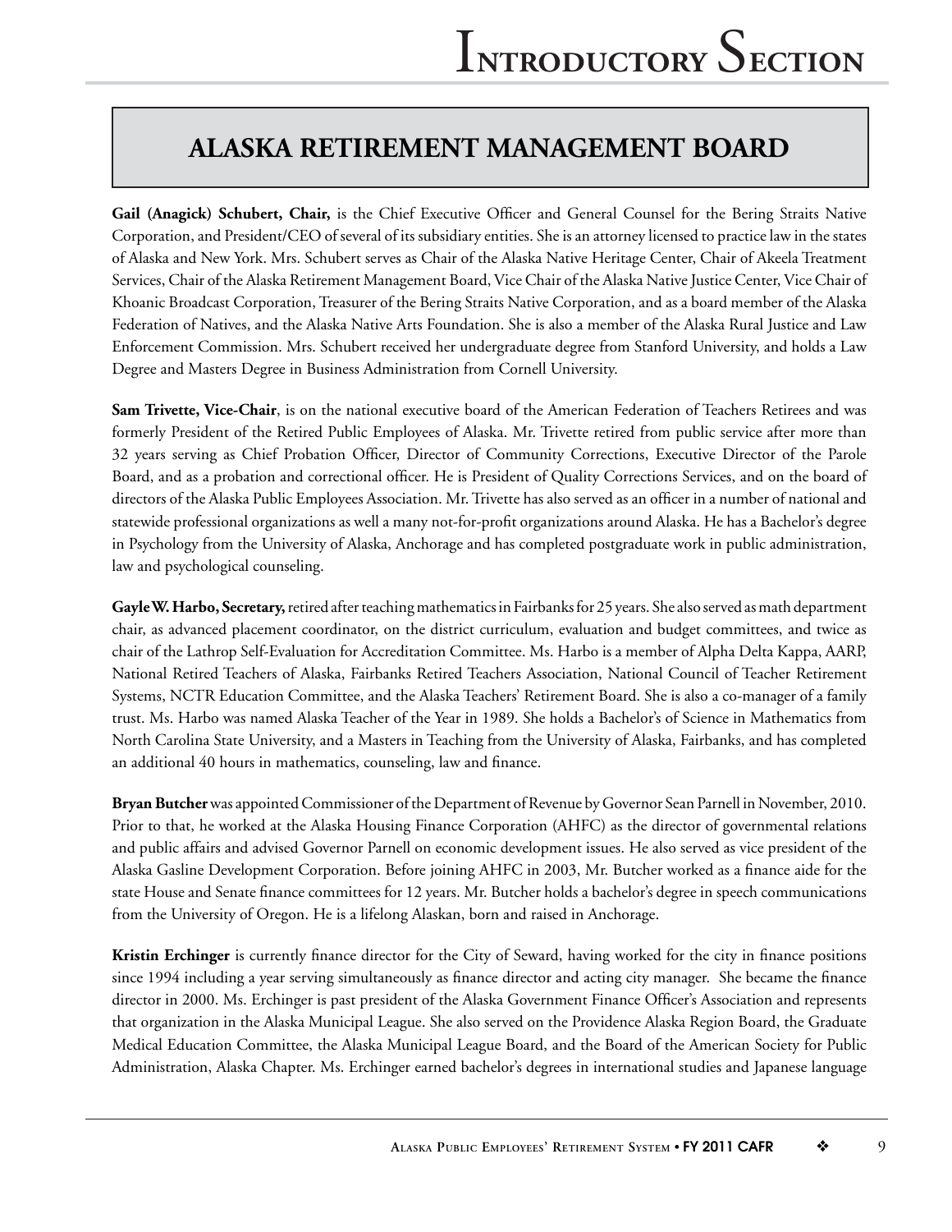## ALASKA RETIREMENT MANAGEMENT BOARD

**Gail (Anagick) Schubert, Chair,** is the Chief Executive Officer and General Counsel for the Bering Straits Native Corporation, and President/CEO of several of its subsidiary entities. She is an attorney licensed to practice law in the states of Alaska and New York. Mrs. Schubert serves as Chair of the Alaska Native Heritage Center, Chair of Akeela Treatment Services, Chair of the Alaska Retirement Management Board, Vice Chair of the Alaska Native Justice Center, Vice Chair of Khoanic Broadcast Corporation, Treasurer of the Bering Straits Native Corporation, and as a board member of the Alaska Federation of Natives, and the Alaska Native Arts Foundation. She is also a member of the Alaska Rural Justice and Law Enforcement Commission. Mrs. Schubert received her undergraduate degree from Stanford University, and holds a Law Degree and Masters Degree in Business Administration from Cornell University.

**Sam Trivette, Vice-Chair**, is on the national executive board of the American Federation of Teachers Retirees and was formerly President of the Retired Public Employees of Alaska. Mr. Trivette retired from public service after more than 32 years serving as Chief Probation Officer, Director of Community Corrections, Executive Director of the Parole Board, and as a probation and correctional officer. He is President of Quality Corrections Services, and on the board of directors of the Alaska Public Employees Association. Mr. Trivette has also served as an officer in a number of national and statewide professional organizations as well a many not-for-profit organizations around Alaska. He has a Bachelor's degree in Psychology from the University of Alaska, Anchorage and has completed postgraduate work in public administration, law and psychological counseling.

**Gayle W. Harbo, Secretary,** retired after teaching mathematics in Fairbanks for 25 years. She also served as math department chair, as advanced placement coordinator, on the district curriculum, evaluation and budget committees, and twice as chair of the Lathrop Self-Evaluation for Accreditation Committee. Ms. Harbo is a member of Alpha Delta Kappa, AARP, National Retired Teachers of Alaska, Fairbanks Retired Teachers Association, National Council of Teacher Retirement Systems, NCTR Education Committee, and the Alaska Teachers' Retirement Board. She is also a co-manager of a family trust. Ms. Harbo was named Alaska Teacher of the Year in 1989. She holds a Bachelor's of Science in Mathematics from North Carolina State University, and a Masters in Teaching from the University of Alaska, Fairbanks, and has completed an additional 40 hours in mathematics, counseling, law and finance.

**Bryan Butcher** was appointed Commissioner of the Department of Revenue by Governor Sean Parnell in November, 2010. Prior to that, he worked at the Alaska Housing Finance Corporation (AHFC) as the director of governmental relations and public affairs and advised Governor Parnell on economic development issues. He also served as vice president of the Alaska Gasline Development Corporation. Before joining AHFC in 2003, Mr. Butcher worked as a finance aide for the state House and Senate finance committees for 12 years. Mr. Butcher holds a bachelor's degree in speech communications from the University of Oregon. He is a lifelong Alaskan, born and raised in Anchorage.

**Kristin Erchinger** is currently finance director for the City of Seward, having worked for the city in finance positions since 1994 including a year serving simultaneously as finance director and acting city manager. She became the finance director in 2000. Ms. Erchinger is past president of the Alaska Government Finance Officer's Association and represents that organization in the Alaska Municipal League. She also served on the Providence Alaska Region Board, the Graduate Medical Education Committee, the Alaska Municipal League Board, and the Board of the American Society for Public Administration, Alaska Chapter. Ms. Erchinger earned bachelor's degrees in international studies and Japanese language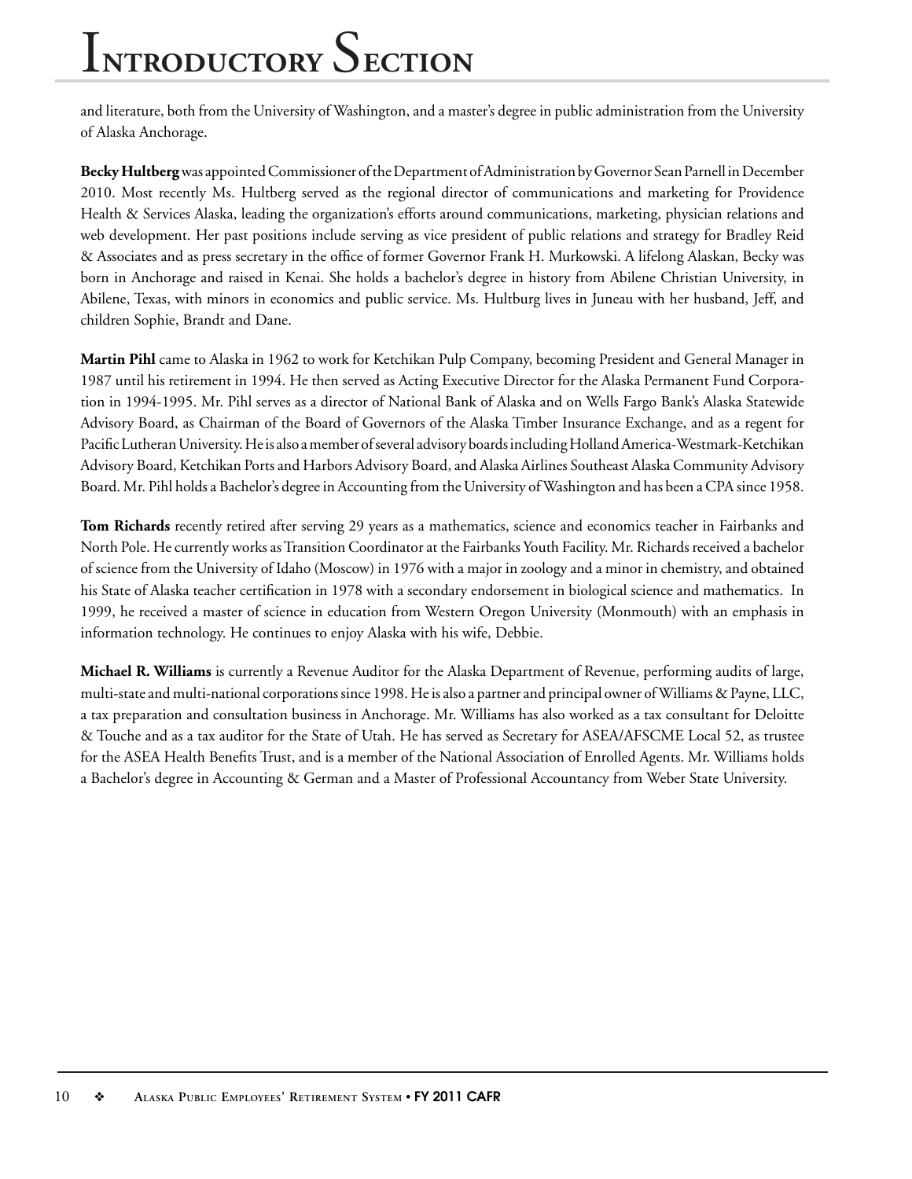and literature, both from the University of Washington, and a master's degree in public administration from the University of Alaska Anchorage.

**Becky Hultberg** was appointed Commissioner of the Department of Administration by Governor Sean Parnell in December 2010. Most recently Ms. Hultberg served as the regional director of communications and marketing for Providence Health & Services Alaska, leading the organization's efforts around communications, marketing, physician relations and web development. Her past positions include serving as vice president of public relations and strategy for Bradley Reid & Associates and as press secretary in the office of former Governor Frank H. Murkowski. A lifelong Alaskan, Becky was born in Anchorage and raised in Kenai. She holds a bachelor's degree in history from Abilene Christian University, in Abilene, Texas, with minors in economics and public service. Ms. Hultburg lives in Juneau with her husband, Jeff, and children Sophie, Brandt and Dane.

**Martin Pihl** came to Alaska in 1962 to work for Ketchikan Pulp Company, becoming President and General Manager in 1987 until his retirement in 1994. He then served as Acting Executive Director for the Alaska Permanent Fund Corporation in 1994-1995. Mr. Pihl serves as a director of National Bank of Alaska and on Wells Fargo Bank's Alaska Statewide Advisory Board, as Chairman of the Board of Governors of the Alaska Timber Insurance Exchange, and as a regent for Pacific Lutheran University. He is also a member of several advisory boards including Holland America-Westmark-Ketchikan Advisory Board, Ketchikan Ports and Harbors Advisory Board, and Alaska Airlines Southeast Alaska Community Advisory Board. Mr. Pihl holds a Bachelor's degree in Accounting from the University of Washington and has been a CPA since 1958.

**Tom Richards** recently retired after serving 29 years as a mathematics, science and economics teacher in Fairbanks and North Pole. He currently works as Transition Coordinator at the Fairbanks Youth Facility. Mr. Richards received a bachelor of science from the University of Idaho (Moscow) in 1976 with a major in zoology and a minor in chemistry, and obtained his State of Alaska teacher certification in 1978 with a secondary endorsement in biological science and mathematics. In 1999, he received a master of science in education from Western Oregon University (Monmouth) with an emphasis in information technology. He continues to enjoy Alaska with his wife, Debbie.

**Michael R. Williams** is currently a Revenue Auditor for the Alaska Department of Revenue, performing audits of large, multi-state and multi-national corporations since 1998. He is also a partner and principal owner of Williams & Payne, LLC, a tax preparation and consultation business in Anchorage. Mr. Williams has also worked as a tax consultant for Deloitte & Touche and as a tax auditor for the State of Utah. He has served as Secretary for ASEA/AFSCME Local 52, as trustee for the ASEA Health Benefits Trust, and is a member of the National Association of Enrolled Agents. Mr. Williams holds a Bachelor's degree in Accounting & German and a Master of Professional Accountancy from Weber State University.